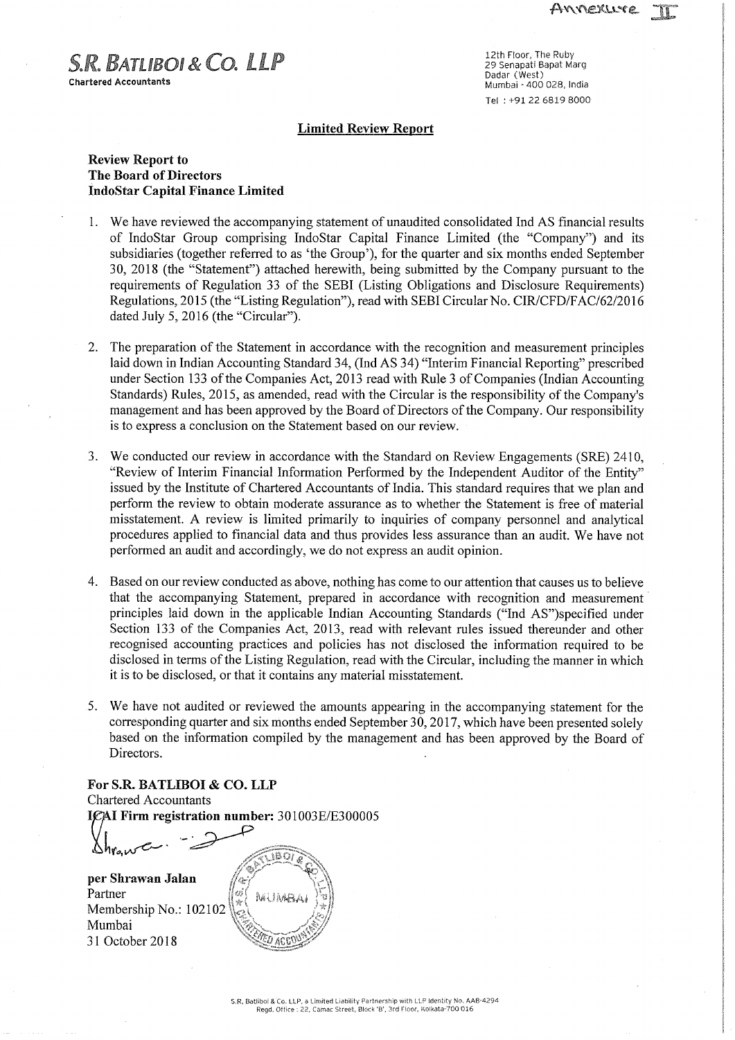Annexure II

**S.R. BATLIBOI & CO. LLP**
Chartered Accountants

12th Floor, The Ruby
29 Senapati Bapat Marg
Dadar (West)
Mumbai - 400 028, India
Tel : +91 22 6819 8000

## Limited Review Report

**Review Report to**
**The Board of Directors**
**IndoStar Capital Finance Limited**

1. We have reviewed the accompanying statement of unaudited consolidated Ind AS financial results of IndoStar Group comprising IndoStar Capital Finance Limited (the "Company") and its subsidiaries (together referred to as 'the Group'), for the quarter and six months ended September 30, 2018 (the "Statement") attached herewith, being submitted by the Company pursuant to the requirements of Regulation 33 of the SEBI (Listing Obligations and Disclosure Requirements) Regulations, 2015 (the "Listing Regulation"), read with SEBI Circular No. CIR/CFD/FAC/62/2016 dated July 5, 2016 (the "Circular").

2. The preparation of the Statement in accordance with the recognition and measurement principles laid down in Indian Accounting Standard 34, (Ind AS 34) "Interim Financial Reporting" prescribed under Section 133 of the Companies Act, 2013 read with Rule 3 of Companies (Indian Accounting Standards) Rules, 2015, as amended, read with the Circular is the responsibility of the Company's management and has been approved by the Board of Directors of the Company. Our responsibility is to express a conclusion on the Statement based on our review.

3. We conducted our review in accordance with the Standard on Review Engagements (SRE) 2410, "Review of Interim Financial Information Performed by the Independent Auditor of the Entity" issued by the Institute of Chartered Accountants of India. This standard requires that we plan and perform the review to obtain moderate assurance as to whether the Statement is free of material misstatement. A review is limited primarily to inquiries of company personnel and analytical procedures applied to financial data and thus provides less assurance than an audit. We have not performed an audit and accordingly, we do not express an audit opinion.

4. Based on our review conducted as above, nothing has come to our attention that causes us to believe that the accompanying Statement, prepared in accordance with recognition and measurement principles laid down in the applicable Indian Accounting Standards ("Ind AS")specified under Section 133 of the Companies Act, 2013, read with relevant rules issued thereunder and other recognised accounting practices and policies has not disclosed the information required to be disclosed in terms of the Listing Regulation, read with the Circular, including the manner in which it is to be disclosed, or that it contains any material misstatement.

5. We have not audited or reviewed the amounts appearing in the accompanying statement for the corresponding quarter and six months ended September 30, 2017, which have been presented solely based on the information compiled by the management and has been approved by the Board of Directors.

**For S.R. BATLIBOI & CO. LLP**
Chartered Accountants
**ICAI Firm registration number:** 301003E/E300005

**per Shrawan Jalan**
Partner
Membership No.: 102102
Mumbai
31 October 2018

S.R. Batliboi & Co. LLP, a Limited Liability Partnership with LLP Identity No. AAB-4294
Regd. Office : 22, Camac Street, Block 'B', 3rd Floor, Kolkata-700 016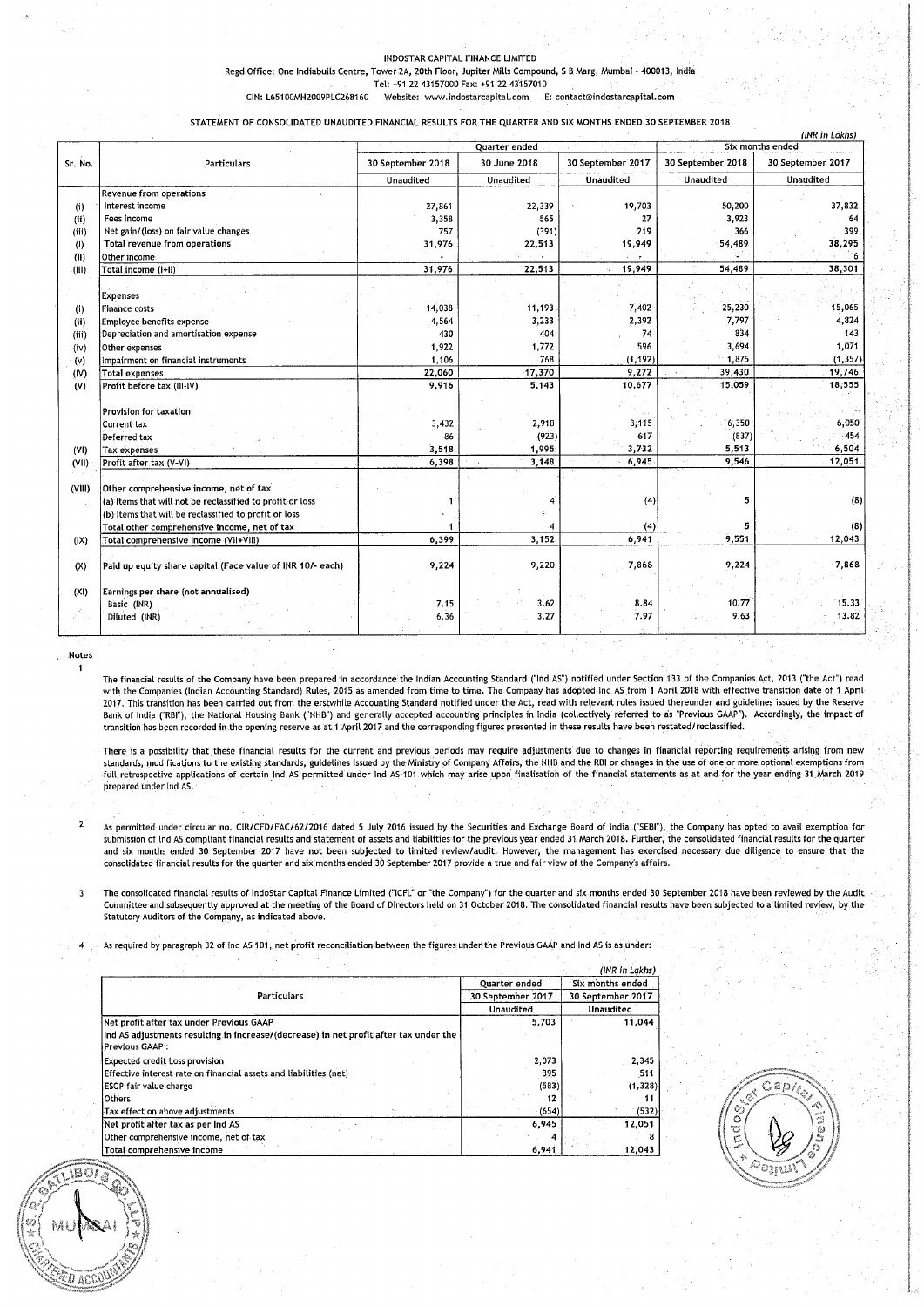INDOSTAR CAPITAL FINANCE LIMITED

Regd Office: One Indiabulls Centre, Tower 2A, 20th Floor, Jupiter Mills Compound, S B Marg, Mumbai - 400013, India

Tel: +91 22 43157000 Fax: +91 22 43157010

CIN: L65100MH2009PLC268160 Website: www.indostarcapital.com E: contact@indostarcapital.com

## STATEMENT OF CONSOLIDATED UNAUDITED FINANCIAL RESULTS FOR THE QUARTER AND SIX MONTHS ENDED 30 SEPTEMBER 2018

*(INR in Lakhs)*

| Sr. No. | Particulars | Quarter ended | | | Six months ended | |
|---|---|---|---|---|---|---|
| | | 30 September 2018 | 30 June 2018 | 30 September 2017 | 30 September 2018 | 30 September 2017 |
| | | Unaudited | Unaudited | Unaudited | Unaudited | Unaudited |
| | Revenue from operations | | | | | |
| (i) | Interest income | 27,861 | 22,339 | 19,703 | 50,200 | 37,832 |
| (ii) | Fees income | 3,358 | 565 | 27 | 3,923 | 64 |
| (iii) | Net gain/(loss) on fair value changes | 757 | (391) | 219 | 366 | 399 |
| (I) | Total revenue from operations | 31,976 | 22,513 | 19,949 | 54,489 | 38,295 |
| (II) | Other income | - | - | - | - | 6 |
| (III) | Total income (I+II) | 31,976 | 22,513 | 19,949 | 54,489 | 38,301 |
| | Expenses | | | | | |
| (i) | Finance costs | 14,038 | 11,193 | 7,402 | 25,230 | 15,065 |
| (ii) | Employee benefits expense | 4,564 | 3,233 | 2,392 | 7,797 | 4,824 |
| (iii) | Depreciation and amortisation expense | 430 | 404 | 74 | 834 | 143 |
| (iv) | Other expenses | 1,922 | 1,772 | 596 | 3,694 | 1,071 |
| (v) | Impairment on financial instruments | 1,106 | 768 | (1,192) | 1,875 | (1,357) |
| (IV) | Total expenses | 22,060 | 17,370 | 9,272 | 39,430 | 19,746 |
| (V) | Profit before tax (III-IV) | 9,916 | 5,143 | 10,677 | 15,059 | 18,555 |
| | Provision for taxation | | | | | |
| | Current tax | 3,432 | 2,918 | 3,115 | 6,350 | 6,050 |
| | Deferred tax | 86 | (923) | 617 | (837) | 454 |
| (VI) | Tax expenses | 3,518 | 1,995 | 3,732 | 5,513 | 6,504 |
| (VII) | Profit after tax (V-VI) | 6,398 | 3,148 | 6,945 | 9,546 | 12,051 |
| (VIII) | Other comprehensive income, net of tax | | | | | |
| | (a) Items that will not be reclassified to profit or loss | 1 | 4 | (4) | 5 | (8) |
| | (b) Items that will be reclassified to profit or loss | - | - | | | |
| | Total other comprehensive income, net of tax | 1 | 4 | (4) | 5 | (8) |
| (IX) | Total comprehensive income (VII+VIII) | 6,399 | 3,152 | 6,941 | 9,551 | 12,043 |
| (X) | Paid up equity share capital (Face value of INR 10/- each) | 9,224 | 9,220 | 7,868 | 9,224 | 7,868 |
| (XI) | Earnings per share (not annualised) | | | | | |
| | Basic (INR) | 7.15 | 3.62 | 8.84 | 10.77 | 15.33 |
| | Diluted (INR) | 6.36 | 3.27 | 7.97 | 9.63 | 13.82 |

**Notes**

1. The financial results of the Company have been prepared in accordance the Indian Accounting Standard ("Ind AS") notified under Section 133 of the Companies Act, 2013 ("the Act") read with the Companies (Indian Accounting Standard) Rules, 2015 as amended from time to time. The Company has adopted Ind AS from 1 April 2018 with effective transition date of 1 April 2017. This transition has been carried out from the erstwhile Accounting Standard notified under the Act, read with relevant rules issued thereunder and guidelines issued by the Reserve Bank of India ("RBI"), the National Housing Bank ("NHB") and generally accepted accounting principles in India (collectively referred to as "Previous GAAP"). Accordingly, the impact of transition has been recorded in the opening reserve as at 1 April 2017 and the corresponding figures presented in these results have been restated/reclassified.

   There is a possibility that these financial results for the current and previous periods may require adjustments due to changes in financial reporting requirements arising from new standards, modifications to the existing standards, guidelines issued by the Ministry of Company Affairs, the NHB and the RBI or changes in the use of one or more optional exemptions from full retrospective applications of certain Ind AS permitted under Ind AS-101 which may arise upon finalisation of the financial statements as at and for the year ending 31 March 2019 prepared under Ind AS.

2. As permitted under circular no. CIR/CFD/FAC/62/2016 dated 5 July 2016 issued by the Securities and Exchange Board of India ("SEBI"), the Company has opted to avail exemption for submission of Ind AS compliant financial results and statement of assets and liabilities for the previous year ended 31 March 2018. Further, the consolidated financial results for the quarter and six months ended 30 September 2017 have not been subjected to limited review/audit. However, the management has exercised necessary due diligence to ensure that the consolidated financial results for the quarter and six months ended 30 September 2017 provide a true and fair view of the Company's affairs.

3. The consolidated financial results of IndoStar Capital Finance Limited ("ICFL" or "the Company") for the quarter and six months ended 30 September 2018 have been reviewed by the Audit Committee and subsequently approved at the meeting of the Board of Directors held on 31 October 2018. The consolidated financial results have been subjected to a limited review, by the Statutory Auditors of the Company, as indicated above.

4. As required by paragraph 32 of Ind AS 101, net profit reconciliation between the figures under the Previous GAAP and Ind AS is as under:

*(INR in Lakhs)*

| Particulars | Quarter ended | Six months ended |
|---|---|---|
| | 30 September 2017 | 30 September 2017 |
| | Unaudited | Unaudited |
| Net profit after tax under Previous GAAP | 5,703 | 11,044 |
| Ind AS adjustments resulting in increase/(decrease) in net profit after tax under the Previous GAAP : | | |
| Expected credit Loss provision | 2,073 | 2,345 |
| Effective interest rate on financial assets and liabilities (net) | 395 | 511 |
| ESOP fair value charge | (583) | (1,328) |
| Others | 12 | 11 |
| Tax effect on above adjustments | (654) | (532) |
| Net profit after tax as per Ind AS | 6,945 | 12,051 |
| Other comprehensive income, net of tax | 4 | 8 |
| Total comprehensive income | 6,941 | 12,043 |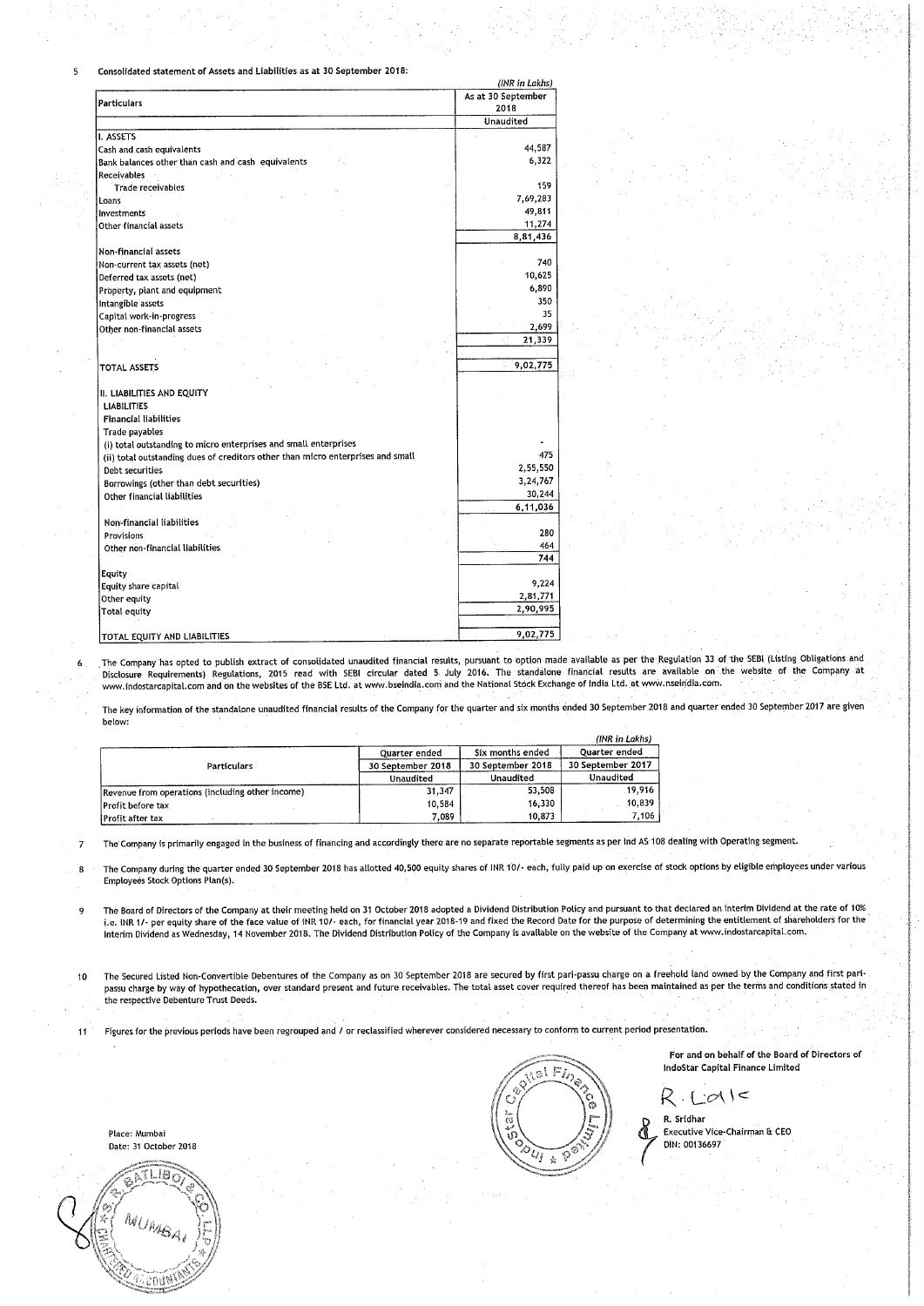5 **Consolidated statement of Assets and Liabilities as at 30 September 2018:**

*(INR in Lakhs)*

| Particulars | As at 30 September 2018 |
|---|---|
| | Unaudited |
| I. ASSETS | |
| Cash and cash equivalents | 44,587 |
| Bank balances other than cash and cash equivalents | 6,322 |
| Receivables | |
| Trade receivables | 159 |
| Loans | 7,69,283 |
| Investments | 49,811 |
| Other financial assets | 11,274 |
| | 8,81,436 |
| Non-financial assets | |
| Non-current tax assets (net) | 740 |
| Deferred tax assets (net) | 10,625 |
| Property, plant and equipment | 6,890 |
| Intangible assets | 350 |
| Capital work-in-progress | 35 |
| Other non-financial assets | 2,699 |
| | 21,339 |
| TOTAL ASSETS | 9,02,775 |
| II. LIABILITIES AND EQUITY | |
| LIABILITIES | |
| Financial liabilities | |
| Trade payables | |
| (i) total outstanding to micro enterprises and small enterprises | - |
| (ii) total outstanding dues of creditors other than micro enterprises and small | 475 |
| Debt securities | 2,55,550 |
| Borrowings (other than debt securities) | 3,24,767 |
| Other financial liabilities | 30,244 |
| | 6,11,036 |
| Non-financial liabilities | |
| Provisions | 280 |
| Other non-financial liabilities | 464 |
| | 744 |
| Equity | |
| Equity share capital | 9,224 |
| Other equity | 2,81,771 |
| Total equity | 2,90,995 |
| TOTAL EQUITY AND LIABILITIES | 9,02,775 |

6 The Company has opted to publish extract of consolidated unaudited financial results, pursuant to option made available as per the Regulation 33 of the SEBI (Listing Obligations and Disclosure Requirements) Regulations, 2015 read with SEBI circular dated 5 July 2016. The standalone financial results are available on the website of the Company at www.indostarcapital.com and on the websites of the BSE Ltd. at www.bseindia.com and the National Stock Exchange of India Ltd. at www.nseindia.com.

The key information of the standalone unaudited financial results of the Company for the quarter and six months ended 30 September 2018 and quarter ended 30 September 2017 are given below:

*(INR in Lakhs)*

| Particulars | Quarter ended 30 September 2018 | Six months ended 30 September 2018 | Quarter ended 30 September 2017 |
|---|---|---|---|
| | Unaudited | Unaudited | Unaudited |
| Revenue from operations (including other income) | 31,347 | 53,508 | 19,916 |
| Profit before tax | 10,584 | 16,330 | 10,839 |
| Profit after tax | 7,089 | 10,873 | 7,106 |

7 The Company is primarily engaged in the business of financing and accordingly there are no separate reportable segments as per Ind AS 108 dealing with Operating segment.

8 The Company during the quarter ended 30 September 2018 has allotted 40,500 equity shares of INR 10/- each, fully paid up on exercise of stock options by eligible employees under various Employees Stock Options Plan(s).

9 The Board of Directors of the Company at their meeting held on 31 October 2018 adopted a Dividend Distribution Policy and pursuant to that declared an Interim Dividend at the rate of 10% i.e. INR 1/- per equity share of the face value of INR 10/- each, for financial year 2018-19 and fixed the Record Date for the purpose of determining the entitlement of shareholders for the Interim Dividend as Wednesday, 14 November 2018. The Dividend Distribution Policy of the Company is available on the website of the Company at www.indostarcapital.com.

10 The Secured Listed Non-Convertible Debentures of the Company as on 30 September 2018 are secured by first pari-passu charge on a freehold land owned by the Company and first pari-passu charge by way of hypothecation, over standard present and future receivables. The total asset cover required thereof has been maintained as per the terms and conditions stated in the respective Debenture Trust Deeds.

11 Figures for the previous periods have been regrouped and / or reclassified wherever considered necessary to conform to current period presentation.

For and on behalf of the Board of Directors of
IndoStar Capital Finance Limited

R. Sridhar
Executive Vice-Chairman & CEO
DIN: 00136697

Place: Mumbai
Date: 31 October 2018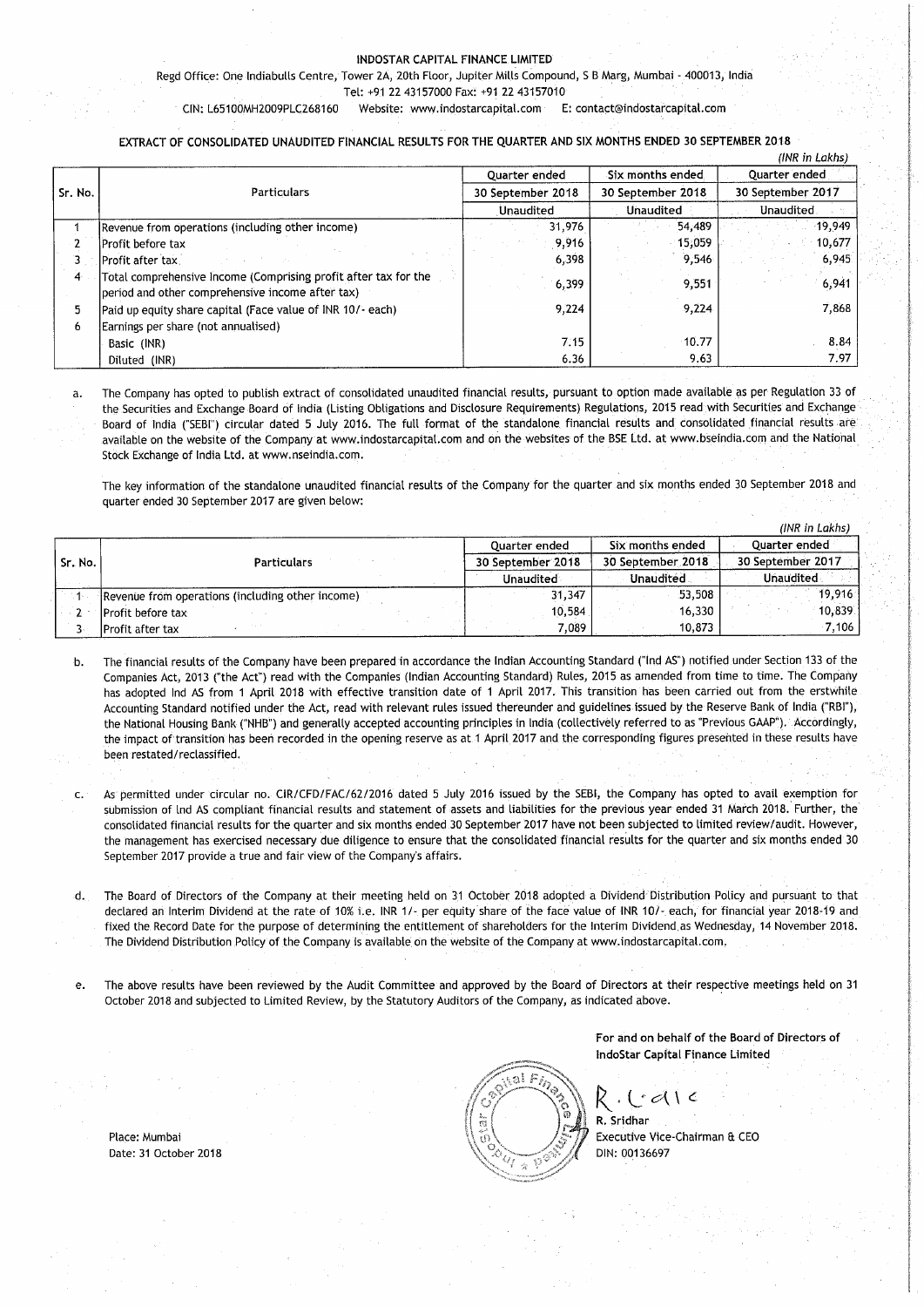**INDOSTAR CAPITAL FINANCE LIMITED**

Regd Office: One Indiabulls Centre, Tower 2A, 20th Floor, Jupiter Mills Compound, S B Marg, Mumbai - 400013, India

Tel: +91 22 43157000 Fax: +91 22 43157010

CIN: L65100MH2009PLC268160 Website: www.indostarcapital.com E: contact@indostarcapital.com

**EXTRACT OF CONSOLIDATED UNAUDITED FINANCIAL RESULTS FOR THE QUARTER AND SIX MONTHS ENDED 30 SEPTEMBER 2018**

*(INR in Lakhs)*

| Sr. No. | Particulars | Quarter ended | Six months ended | Quarter ended |
|---|---|---|---|---|
| | | 30 September 2018 | 30 September 2018 | 30 September 2017 |
| | | Unaudited | Unaudited | Unaudited |
| 1 | Revenue from operations (including other income) | 31,976 | 54,489 | 19,949 |
| 2 | Profit before tax | 9,916 | 15,059 | 10,677 |
| 3 | Profit after tax | 6,398 | 9,546 | 6,945 |
| 4 | Total comprehensive income (Comprising profit after tax for the period and other comprehensive income after tax) | 6,399 | 9,551 | 6,941 |
| 5 | Paid up equity share capital (Face value of INR 10/- each) | 9,224 | 9,224 | 7,868 |
| 6 | Earnings per share (not annualised) | | | |
| | Basic (INR) | 7.15 | 10.77 | 8.84 |
| | Diluted (INR) | 6.36 | 9.63 | 7.97 |

a. The Company has opted to publish extract of consolidated unaudited financial results, pursuant to option made available as per Regulation 33 of the Securities and Exchange Board of India (Listing Obligations and Disclosure Requirements) Regulations, 2015 read with Securities and Exchange Board of India ("SEBI") circular dated 5 July 2016. The full format of the standalone financial results and consolidated financial results are available on the website of the Company at www.indostarcapital.com and on the websites of the BSE Ltd. at www.bseindia.com and the National Stock Exchange of India Ltd. at www.nseindia.com.

The key information of the standalone unaudited financial results of the Company for the quarter and six months ended 30 September 2018 and quarter ended 30 September 2017 are given below:

*(INR in Lakhs)*

| Sr. No. | Particulars | Quarter ended | Six months ended | Quarter ended |
|---|---|---|---|---|
| | | 30 September 2018 | 30 September 2018 | 30 September 2017 |
| | | Unaudited | Unaudited | Unaudited |
| 1 | Revenue from operations (including other income) | 31,347 | 53,508 | 19,916 |
| 2 | Profit before tax | 10,584 | 16,330 | 10,839 |
| 3 | Profit after tax | 7,089 | 10,873 | 7,106 |

b. The financial results of the Company have been prepared in accordance the Indian Accounting Standard ("Ind AS") notified under Section 133 of the Companies Act, 2013 ("the Act") read with the Companies (Indian Accounting Standard) Rules, 2015 as amended from time to time. The Company has adopted Ind AS from 1 April 2018 with effective transition date of 1 April 2017. This transition has been carried out from the erstwhile Accounting Standard notified under the Act, read with relevant rules issued thereunder and guidelines issued by the Reserve Bank of India ("RBI"), the National Housing Bank ("NHB") and generally accepted accounting principles in India (collectively referred to as "Previous GAAP"). Accordingly, the impact of transition has been recorded in the opening reserve as at 1 April 2017 and the corresponding figures presented in these results have been restated/reclassified.

c. As permitted under circular no. CIR/CFD/FAC/62/2016 dated 5 July 2016 issued by the SEBI, the Company has opted to avail exemption for submission of Ind AS compliant financial results and statement of assets and liabilities for the previous year ended 31 March 2018. Further, the consolidated financial results for the quarter and six months ended 30 September 2017 have not been subjected to limited review/audit. However, the management has exercised necessary due diligence to ensure that the consolidated financial results for the quarter and six months ended 30 September 2017 provide a true and fair view of the Company's affairs.

d. The Board of Directors of the Company at their meeting held on 31 October 2018 adopted a Dividend Distribution Policy and pursuant to that declared an Interim Dividend at the rate of 10% i.e. INR 1/- per equity share of the face value of INR 10/- each, for financial year 2018-19 and fixed the Record Date for the purpose of determining the entitlement of shareholders for the Interim Dividend as Wednesday, 14 November 2018. The Dividend Distribution Policy of the Company is available on the website of the Company at www.indostarcapital.com.

e. The above results have been reviewed by the Audit Committee and approved by the Board of Directors at their respective meetings held on 31 October 2018 and subjected to Limited Review, by the Statutory Auditors of the Company, as indicated above.

For and on behalf of the Board of Directors of IndoStar Capital Finance Limited

R. Sridhar
Executive Vice-Chairman & CEO
DIN: 00136697

Place: Mumbai
Date: 31 October 2018